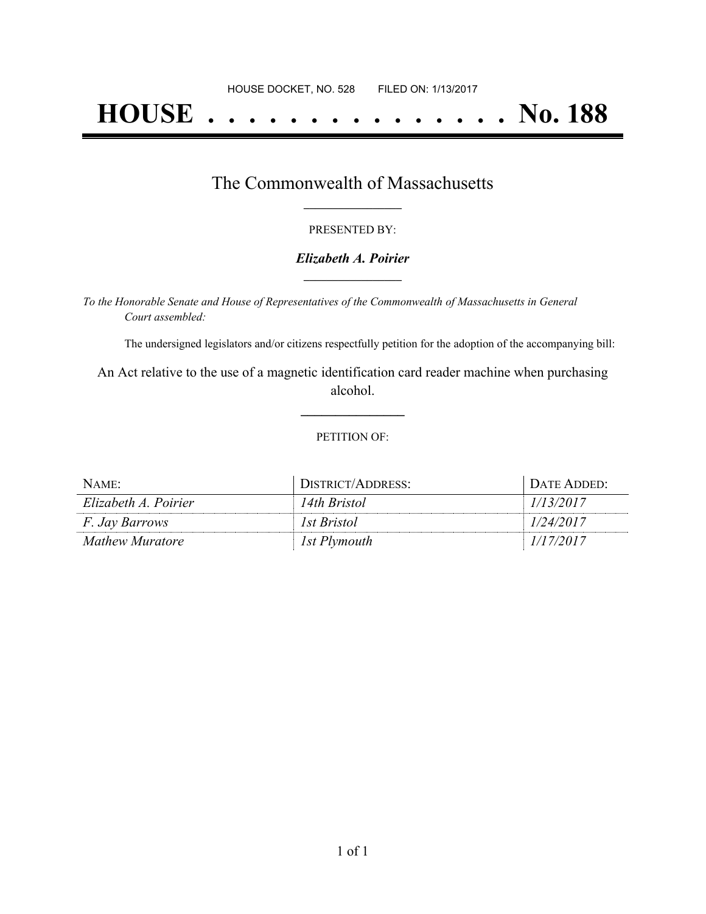HOUSE DOCKET, NO. 528        FILED ON: 1/13/2017

# HOUSE . . . . . . . . . . . . . . . No. 188

## The Commonwealth of Massachusetts

PRESENTED BY:

***Elizabeth A. Poirier***

*To the Honorable Senate and House of Representatives of the Commonwealth of Massachusetts in General Court assembled:*

The undersigned legislators and/or citizens respectfully petition for the adoption of the accompanying bill:

An Act relative to the use of a magnetic identification card reader machine when purchasing alcohol.

PETITION OF:

| NAME: | DISTRICT/ADDRESS: | DATE ADDED: |
| --- | --- | --- |
| *Elizabeth A. Poirier* | *14th Bristol* | *1/13/2017* |
| *F. Jay Barrows* | *1st Bristol* | *1/24/2017* |
| *Mathew Muratore* | *1st Plymouth* | *1/17/2017* |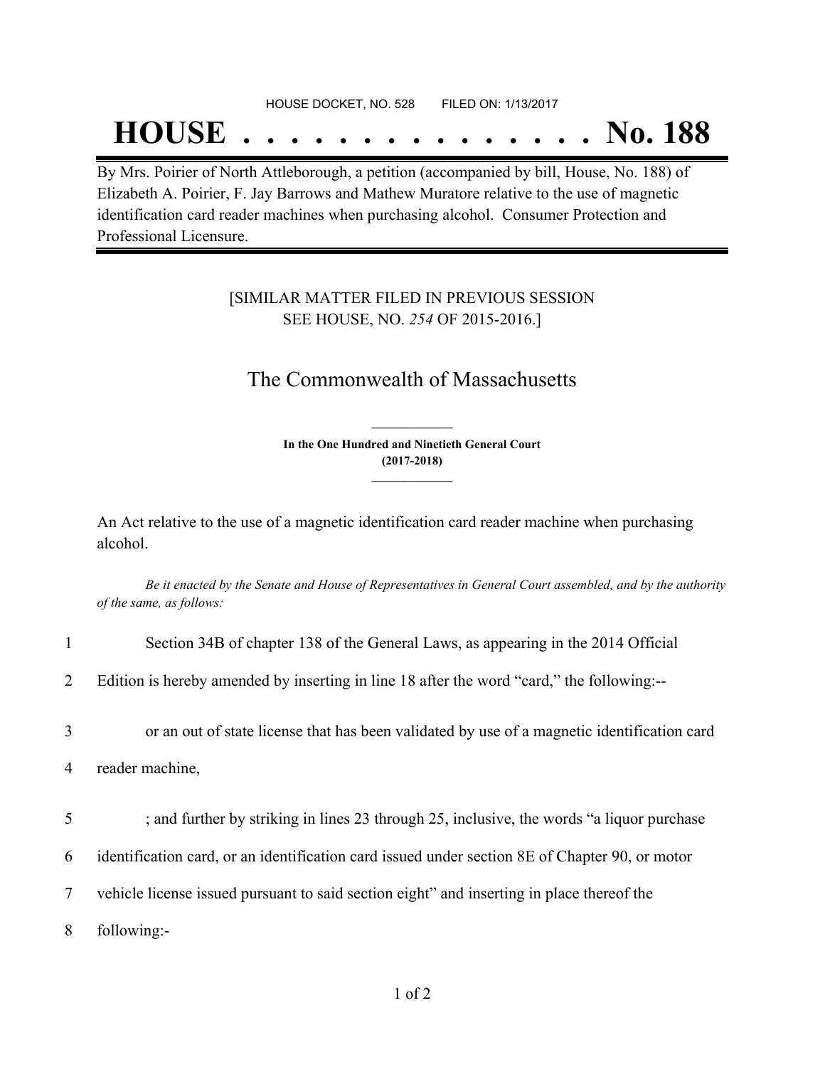HOUSE DOCKET, NO. 528 FILED ON: 1/13/2017

# HOUSE . . . . . . . . . . . . . . . No. 188

By Mrs. Poirier of North Attleborough, a petition (accompanied by bill, House, No. 188) of Elizabeth A. Poirier, F. Jay Barrows and Mathew Muratore relative to the use of magnetic identification card reader machines when purchasing alcohol. Consumer Protection and Professional Licensure.

[SIMILAR MATTER FILED IN PREVIOUS SESSION SEE HOUSE, NO. *254* OF 2015-2016.]

## The Commonwealth of Massachusetts

**In the One Hundred and Ninetieth General Court (2017-2018)**

An Act relative to the use of a magnetic identification card reader machine when purchasing alcohol.

*Be it enacted by the Senate and House of Representatives in General Court assembled, and by the authority of the same, as follows:*

1 Section 34B of chapter 138 of the General Laws, as appearing in the 2014 Official

2 Edition is hereby amended by inserting in line 18 after the word "card," the following:--

3 or an out of state license that has been validated by use of a magnetic identification card

4 reader machine,

5 ; and further by striking in lines 23 through 25, inclusive, the words "a liquor purchase

6 identification card, or an identification card issued under section 8E of Chapter 90, or motor

7 vehicle license issued pursuant to said section eight" and inserting in place thereof the

8 following:-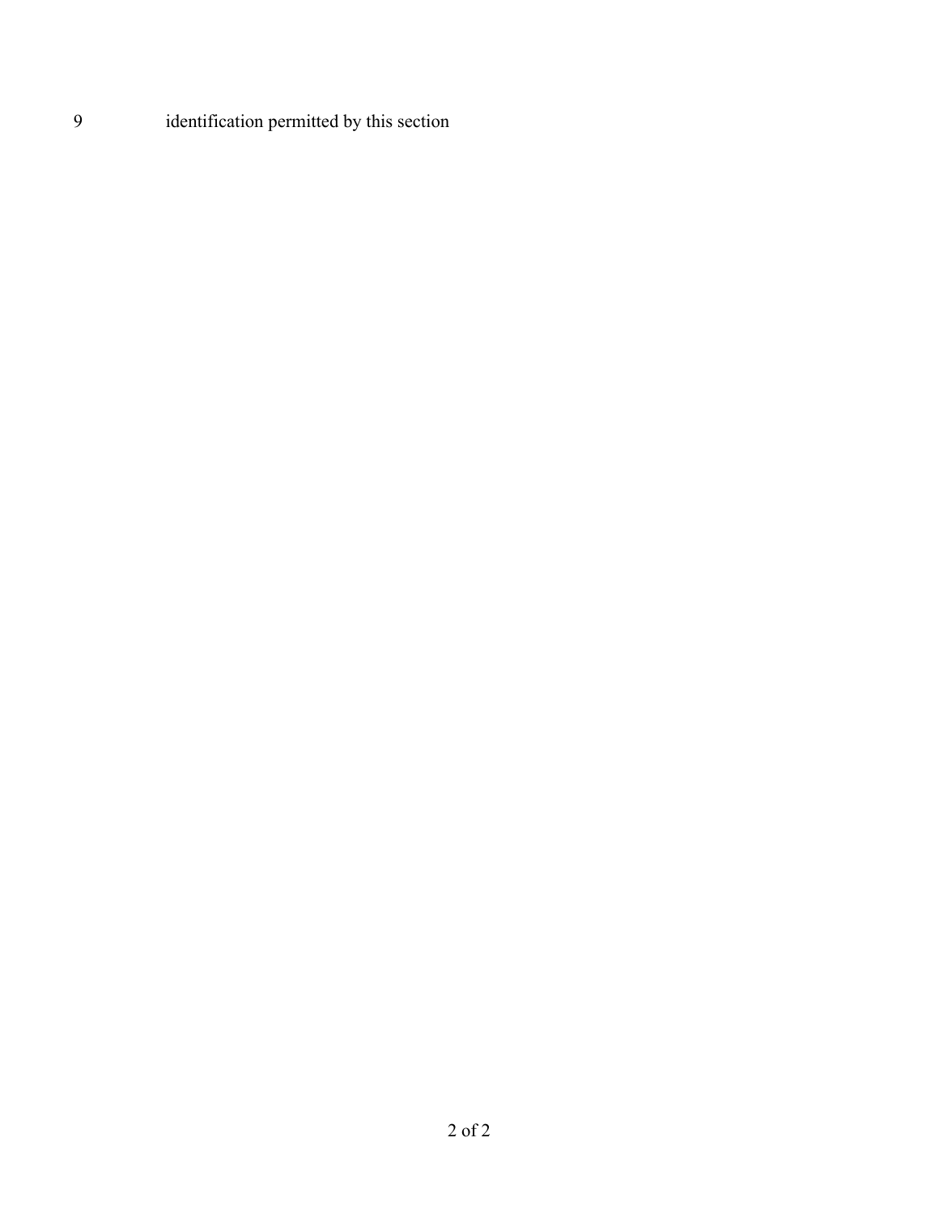9 identification permitted by this section